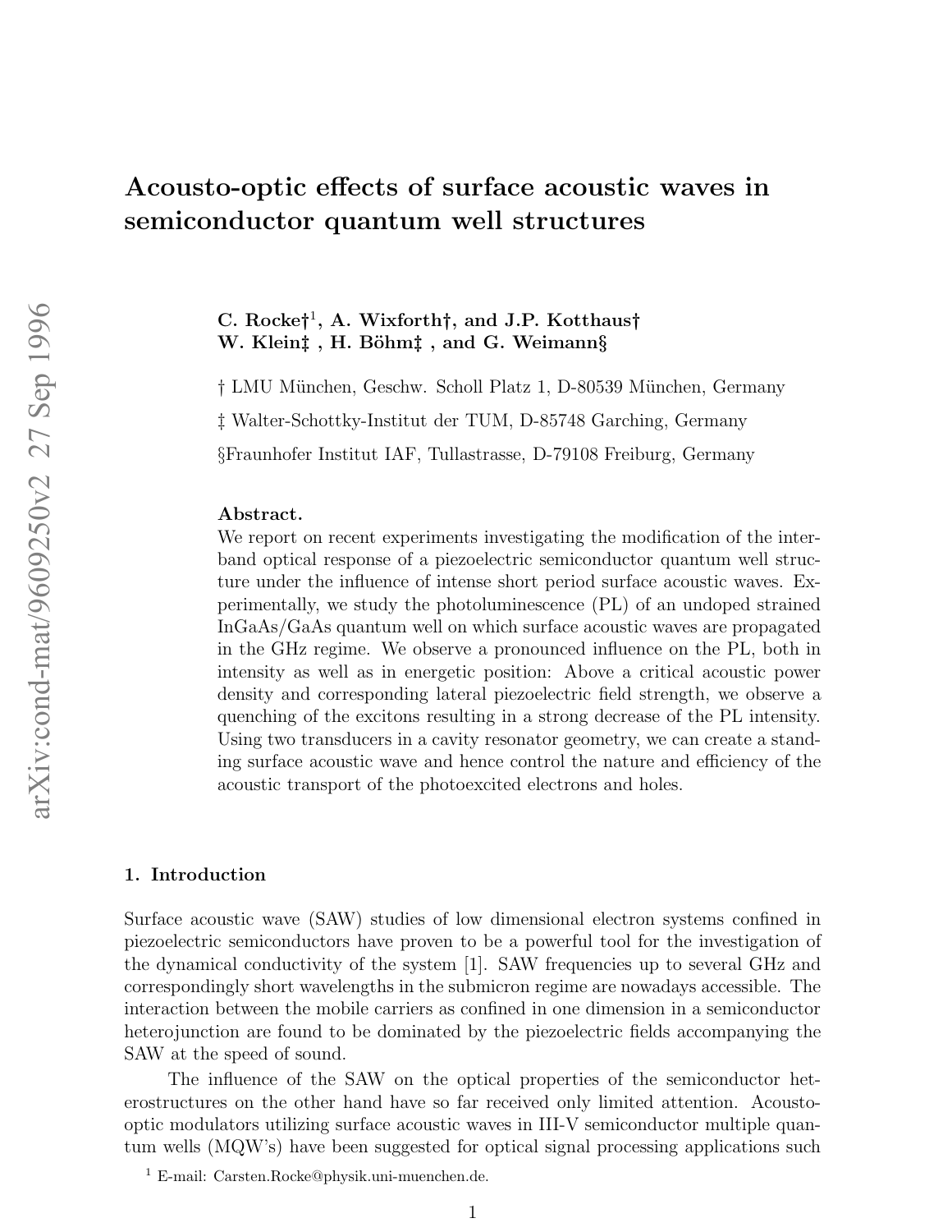# Acousto-optic effects of surface acoustic waves in semiconductor quantum well structures

**C. Rocke†[1], A. Wixforth†, and J.P. Kotthaus†**
**W. Klein‡ , H. Böhm‡ , and G. Weimann§**

† LMU München, Geschw. Scholl Platz 1, D-80539 München, Germany

‡ Walter-Schottky-Institut der TUM, D-85748 Garching, Germany

§Fraunhofer Institut IAF, Tullastrasse, D-79108 Freiburg, Germany

**Abstract.**
We report on recent experiments investigating the modification of the interband optical response of a piezoelectric semiconductor quantum well structure under the influence of intense short period surface acoustic waves. Experimentally, we study the photoluminescence (PL) of an undoped strained InGaAs/GaAs quantum well on which surface acoustic waves are propagated in the GHz regime. We observe a pronounced influence on the PL, both in intensity as well as in energetic position: Above a critical acoustic power density and corresponding lateral piezoelectric field strength, we observe a quenching of the excitons resulting in a strong decrease of the PL intensity. Using two transducers in a cavity resonator geometry, we can create a standing surface acoustic wave and hence control the nature and efficiency of the acoustic transport of the photoexcited electrons and holes.

## 1. Introduction

Surface acoustic wave (SAW) studies of low dimensional electron systems confined in piezoelectric semiconductors have proven to be a powerful tool for the investigation of the dynamical conductivity of the system [1]. SAW frequencies up to several GHz and correspondingly short wavelengths in the submicron regime are nowadays accessible. The interaction between the mobile carriers as confined in one dimension in a semiconductor heterojunction are found to be dominated by the piezoelectric fields accompanying the SAW at the speed of sound.

The influence of the SAW on the optical properties of the semiconductor heterostructures on the other hand have so far received only limited attention. Acousto-optic modulators utilizing surface acoustic waves in III-V semiconductor multiple quantum wells (MQW's) have been suggested for optical signal processing applications such

[1] E-mail: Carsten.Rocke@physik.uni-muenchen.de.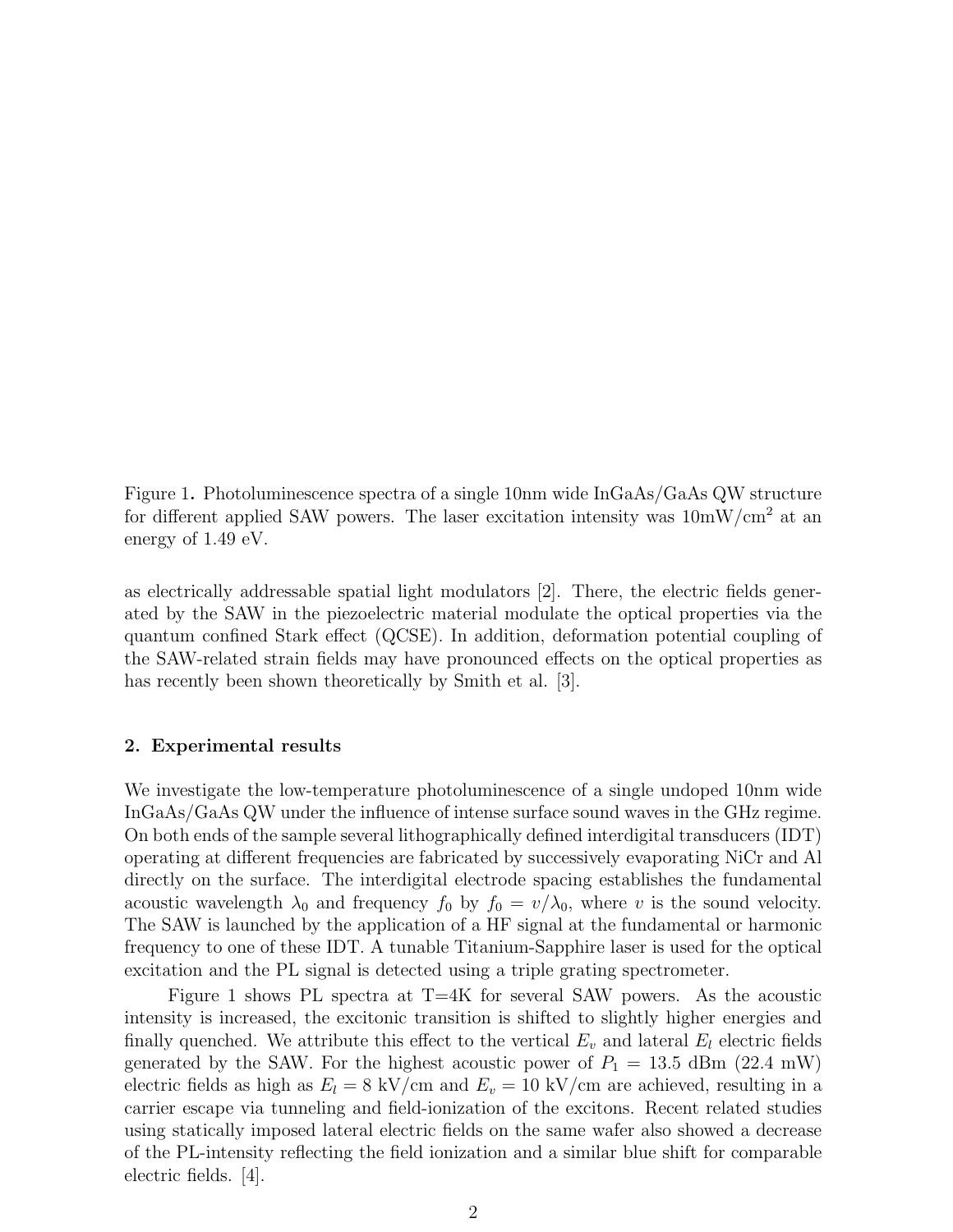Figure 1. Photoluminescence spectra of a single 10nm wide InGaAs/GaAs QW structure for different applied SAW powers. The laser excitation intensity was 10mW/cm$^2$ at an energy of 1.49 eV.

as electrically addressable spatial light modulators [2]. There, the electric fields generated by the SAW in the piezoelectric material modulate the optical properties via the quantum confined Stark effect (QCSE). In addition, deformation potential coupling of the SAW-related strain fields may have pronounced effects on the optical properties as has recently been shown theoretically by Smith et al. [3].

## 2. Experimental results

We investigate the low-temperature photoluminescence of a single undoped 10nm wide InGaAs/GaAs QW under the influence of intense surface sound waves in the GHz regime. On both ends of the sample several lithographically defined interdigital transducers (IDT) operating at different frequencies are fabricated by successively evaporating NiCr and Al directly on the surface. The interdigital electrode spacing establishes the fundamental acoustic wavelength $\lambda_0$ and frequency $f_0$ by $f_0 = v/\lambda_0$, where $v$ is the sound velocity. The SAW is launched by the application of a HF signal at the fundamental or harmonic frequency to one of these IDT. A tunable Titanium-Sapphire laser is used for the optical excitation and the PL signal is detected using a triple grating spectrometer.

Figure 1 shows PL spectra at T=4K for several SAW powers. As the acoustic intensity is increased, the excitonic transition is shifted to slightly higher energies and finally quenched. We attribute this effect to the vertical $E_v$ and lateral $E_l$ electric fields generated by the SAW. For the highest acoustic power of $P_1 = 13.5$ dBm (22.4 mW) electric fields as high as $E_l = 8$ kV/cm and $E_v = 10$ kV/cm are achieved, resulting in a carrier escape via tunneling and field-ionization of the excitons. Recent related studies using statically imposed lateral electric fields on the same wafer also showed a decrease of the PL-intensity reflecting the field ionization and a similar blue shift for comparable electric fields. [4].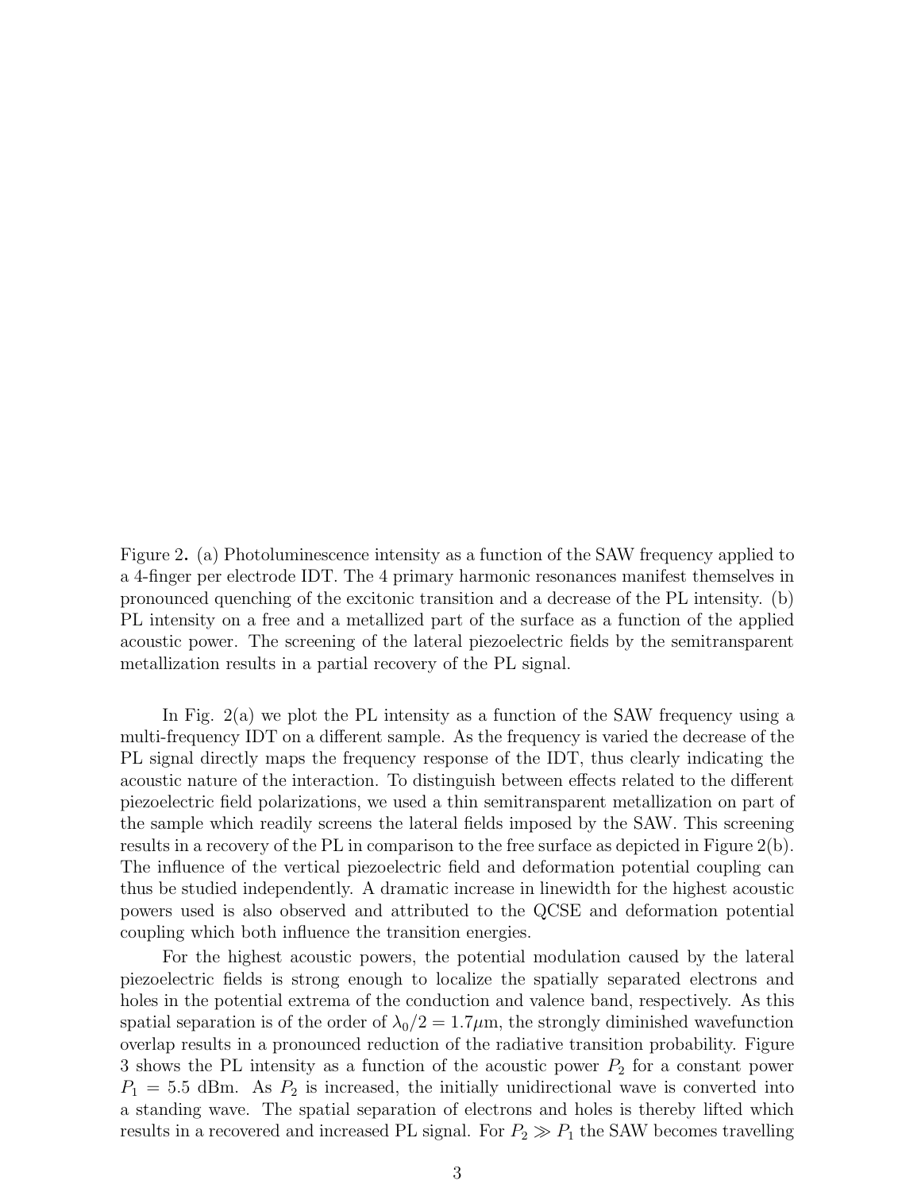Figure 2. (a) Photoluminescence intensity as a function of the SAW frequency applied to a 4-finger per electrode IDT. The 4 primary harmonic resonances manifest themselves in pronounced quenching of the excitonic transition and a decrease of the PL intensity. (b) PL intensity on a free and a metallized part of the surface as a function of the applied acoustic power. The screening of the lateral piezoelectric fields by the semitransparent metallization results in a partial recovery of the PL signal.

In Fig. 2(a) we plot the PL intensity as a function of the SAW frequency using a multi-frequency IDT on a different sample. As the frequency is varied the decrease of the PL signal directly maps the frequency response of the IDT, thus clearly indicating the acoustic nature of the interaction. To distinguish between effects related to the different piezoelectric field polarizations, we used a thin semitransparent metallization on part of the sample which readily screens the lateral fields imposed by the SAW. This screening results in a recovery of the PL in comparison to the free surface as depicted in Figure 2(b). The influence of the vertical piezoelectric field and deformation potential coupling can thus be studied independently. A dramatic increase in linewidth for the highest acoustic powers used is also observed and attributed to the QCSE and deformation potential coupling which both influence the transition energies.

For the highest acoustic powers, the potential modulation caused by the lateral piezoelectric fields is strong enough to localize the spatially separated electrons and holes in the potential extrema of the conduction and valence band, respectively. As this spatial separation is of the order of $\lambda_0/2 = 1.7\mu$m, the strongly diminished wavefunction overlap results in a pronounced reduction of the radiative transition probability. Figure 3 shows the PL intensity as a function of the acoustic power $P_2$ for a constant power $P_1 = 5.5$ dBm. As $P_2$ is increased, the initially unidirectional wave is converted into a standing wave. The spatial separation of electrons and holes is thereby lifted which results in a recovered and increased PL signal. For $P_2 \gg P_1$ the SAW becomes travelling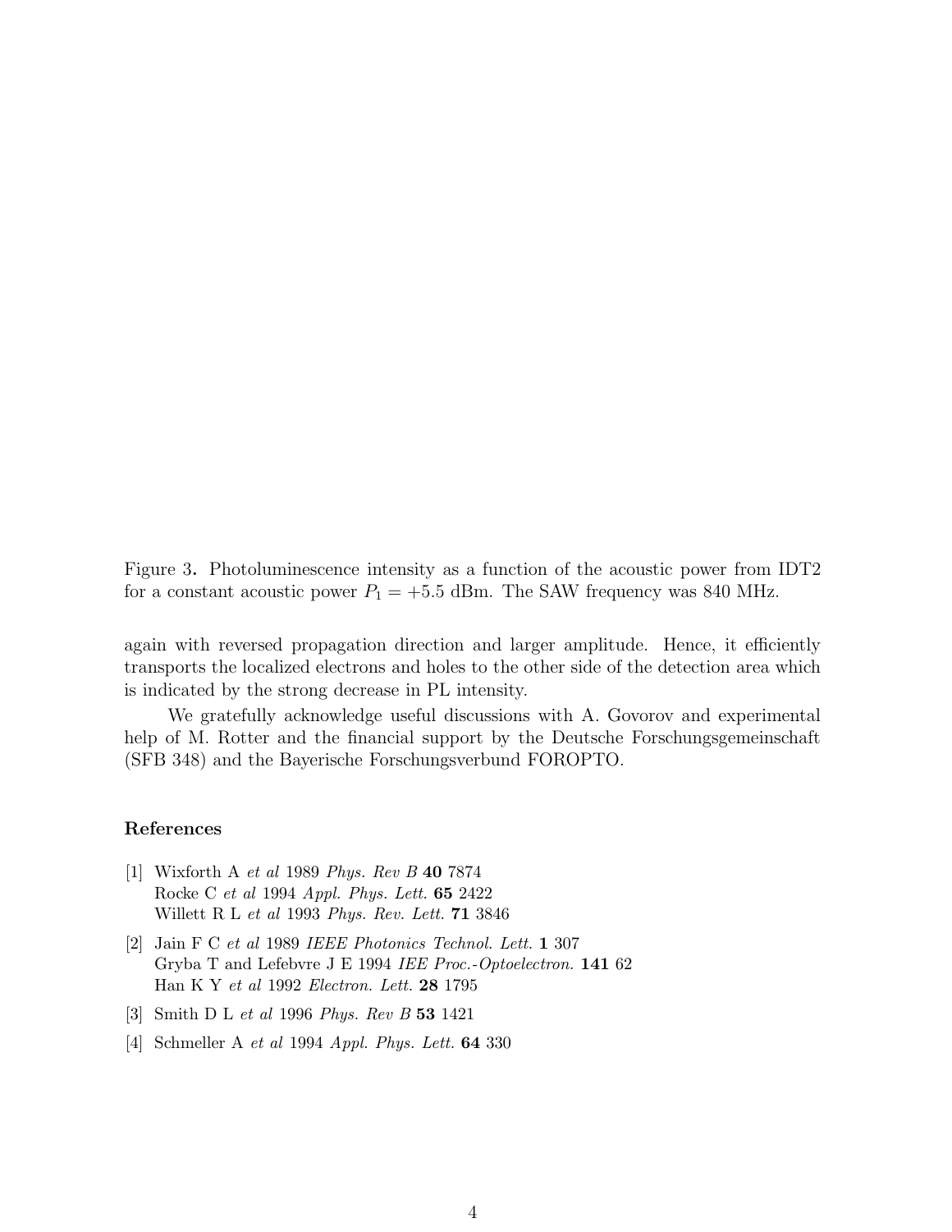Figure 3. Photoluminescence intensity as a function of the acoustic power from IDT2 for a constant acoustic power $P_1 = +5.5$ dBm. The SAW frequency was 840 MHz.

again with reversed propagation direction and larger amplitude. Hence, it efficiently transports the localized electrons and holes to the other side of the detection area which is indicated by the strong decrease in PL intensity.

We gratefully acknowledge useful discussions with A. Govorov and experimental help of M. Rotter and the financial support by the Deutsche Forschungsgemeinschaft (SFB 348) and the Bayerische Forschungsverbund FOROPTO.

## References

[1] Wixforth A *et al* 1989 *Phys. Rev B* **40** 7874
Rocke C *et al* 1994 *Appl. Phys. Lett.* **65** 2422
Willett R L *et al* 1993 *Phys. Rev. Lett.* **71** 3846

[2] Jain F C *et al* 1989 *IEEE Photonics Technol. Lett.* **1** 307
Gryba T and Lefebvre J E 1994 *IEE Proc.-Optoelectron.* **141** 62
Han K Y *et al* 1992 *Electron. Lett.* **28** 1795

[3] Smith D L *et al* 1996 *Phys. Rev B* **53** 1421

[4] Schmeller A *et al* 1994 *Appl. Phys. Lett.* **64** 330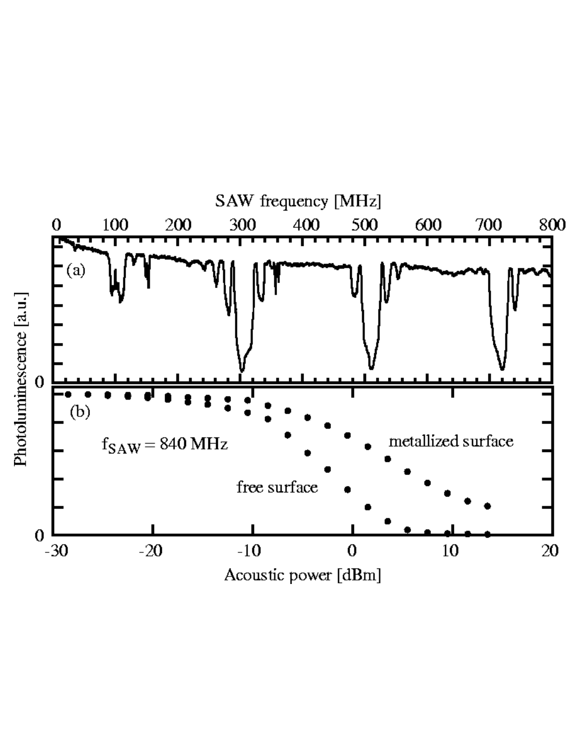SAW frequency [MHz]

0 100 200 300 400 500 600 700 800

(a)

Photoluminescence [a.u.]

0

(b)

$f_{SAW}$ = 840 MHz

metallized surface

free surface

0

-30 -20 -10 0 10 20

Acoustic power [dBm]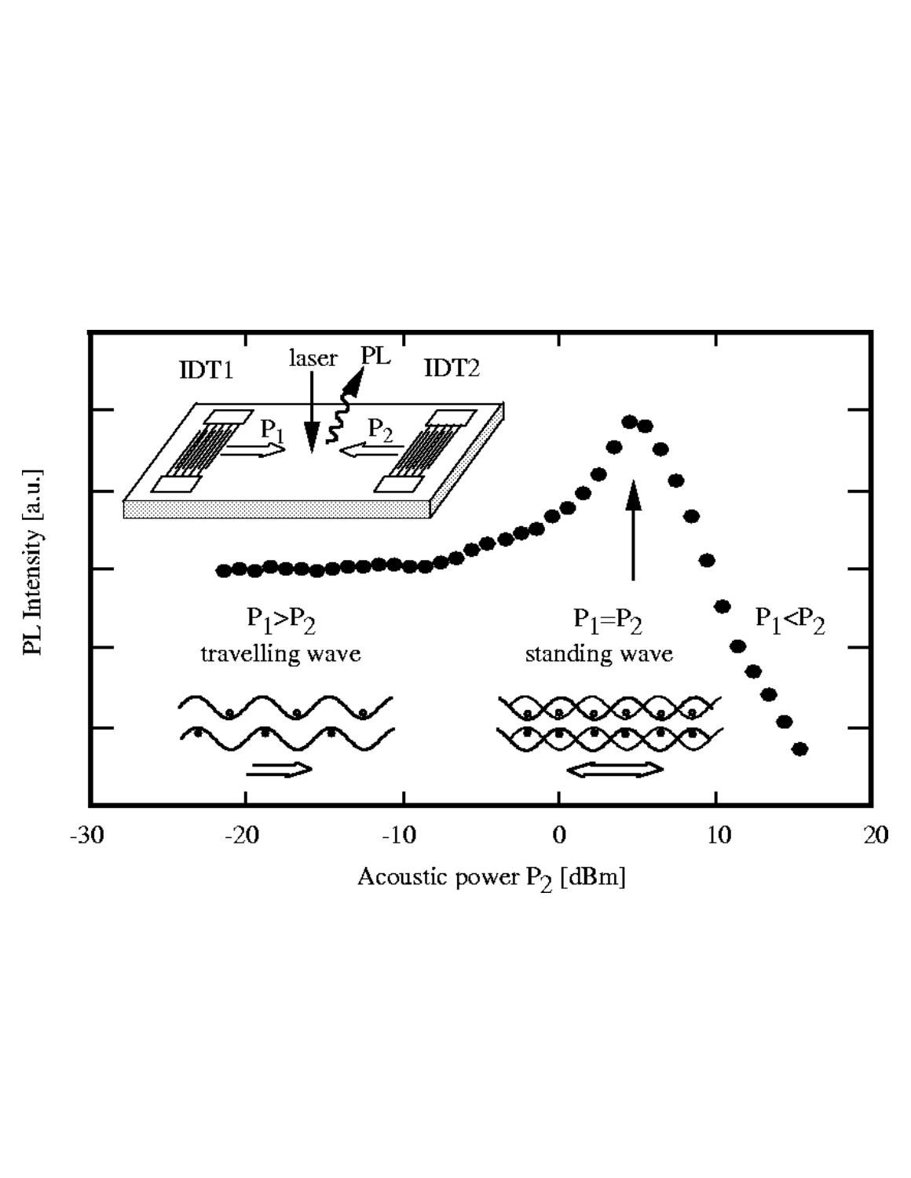IDT1

laser

PL

IDT2

$P_1$

$P_2$

PL Intensity [a.u.]

$P_1>P_2$

travelling wave

$P_1=P_2$

standing wave

$P_1<P_2$

-30

-20

-10

0

10

20

Acoustic power $P_2$ [dBm]